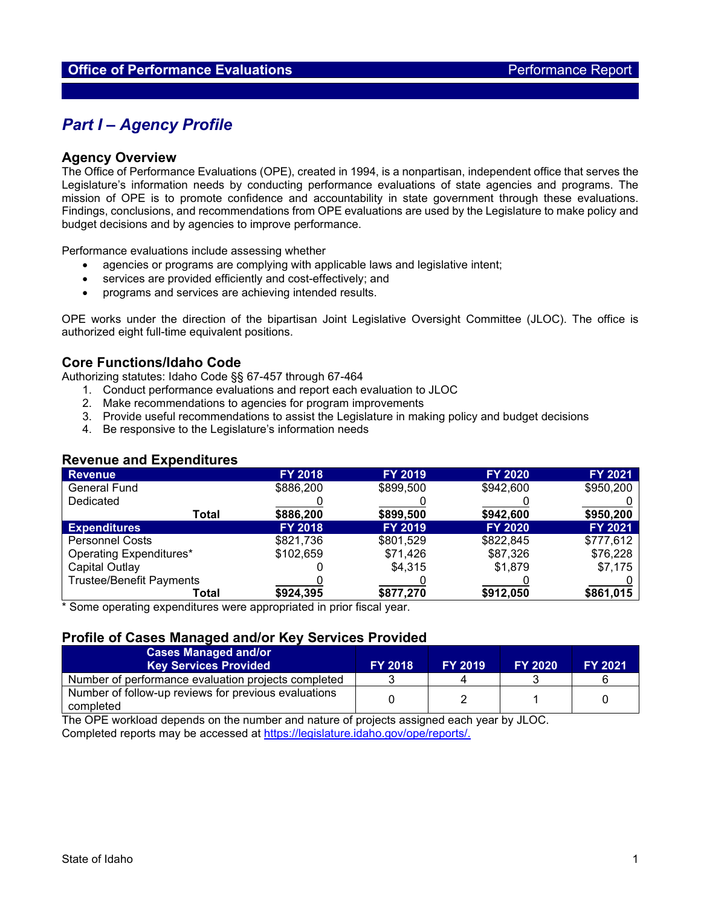**Office of Performance Evaluations** Performance Report

# Part I – Agency Profile

## Agency Overview

The Office of Performance Evaluations (OPE), created in 1994, is a nonpartisan, independent office that serves the Legislature's information needs by conducting performance evaluations of state agencies and programs. The mission of OPE is to promote confidence and accountability in state government through these evaluations. Findings, conclusions, and recommendations from OPE evaluations are used by the Legislature to make policy and budget decisions and by agencies to improve performance.

Performance evaluations include assessing whether

- agencies or programs are complying with applicable laws and legislative intent;
- services are provided efficiently and cost-effectively; and
- programs and services are achieving intended results.

OPE works under the direction of the bipartisan Joint Legislative Oversight Committee (JLOC). The office is authorized eight full-time equivalent positions.

## Core Functions/Idaho Code

Authorizing statutes: Idaho Code §§ 67-457 through 67-464

1. Conduct performance evaluations and report each evaluation to JLOC
2. Make recommendations to agencies for program improvements
3. Provide useful recommendations to assist the Legislature in making policy and budget decisions
4. Be responsive to the Legislature's information needs

## Revenue and Expenditures

| Revenue | FY 2018 | FY 2019 | FY 2020 | FY 2021 |
|---|---|---|---|---|
| General Fund | $886,200 | $899,500 | $942,600 | $950,200 |
| Dedicated | 0 | 0 | 0 | 0 |
| **Total** | **$886,200** | **$899,500** | **$942,600** | **$950,200** |
| **Expenditures** | **FY 2018** | **FY 2019** | **FY 2020** | **FY 2021** |
| Personnel Costs | $821,736 | $801,529 | $822,845 | $777,612 |
| Operating Expenditures* | $102,659 | $71,426 | $87,326 | $76,228 |
| Capital Outlay | 0 | $4,315 | $1,879 | $7,175 |
| Trustee/Benefit Payments | 0 | 0 | 0 | 0 |
| **Total** | **$924,395** | **$877,270** | **$912,050** | **$861,015** |

\* Some operating expenditures were appropriated in prior fiscal year.

## Profile of Cases Managed and/or Key Services Provided

| Cases Managed and/or Key Services Provided | FY 2018 | FY 2019 | FY 2020 | FY 2021 |
|---|---|---|---|---|
| Number of performance evaluation projects completed | 3 | 4 | 3 | 6 |
| Number of follow-up reviews for previous evaluations completed | 0 | 2 | 1 | 0 |

The OPE workload depends on the number and nature of projects assigned each year by JLOC.
Completed reports may be accessed at https://legislature.idaho.gov/ope/reports/.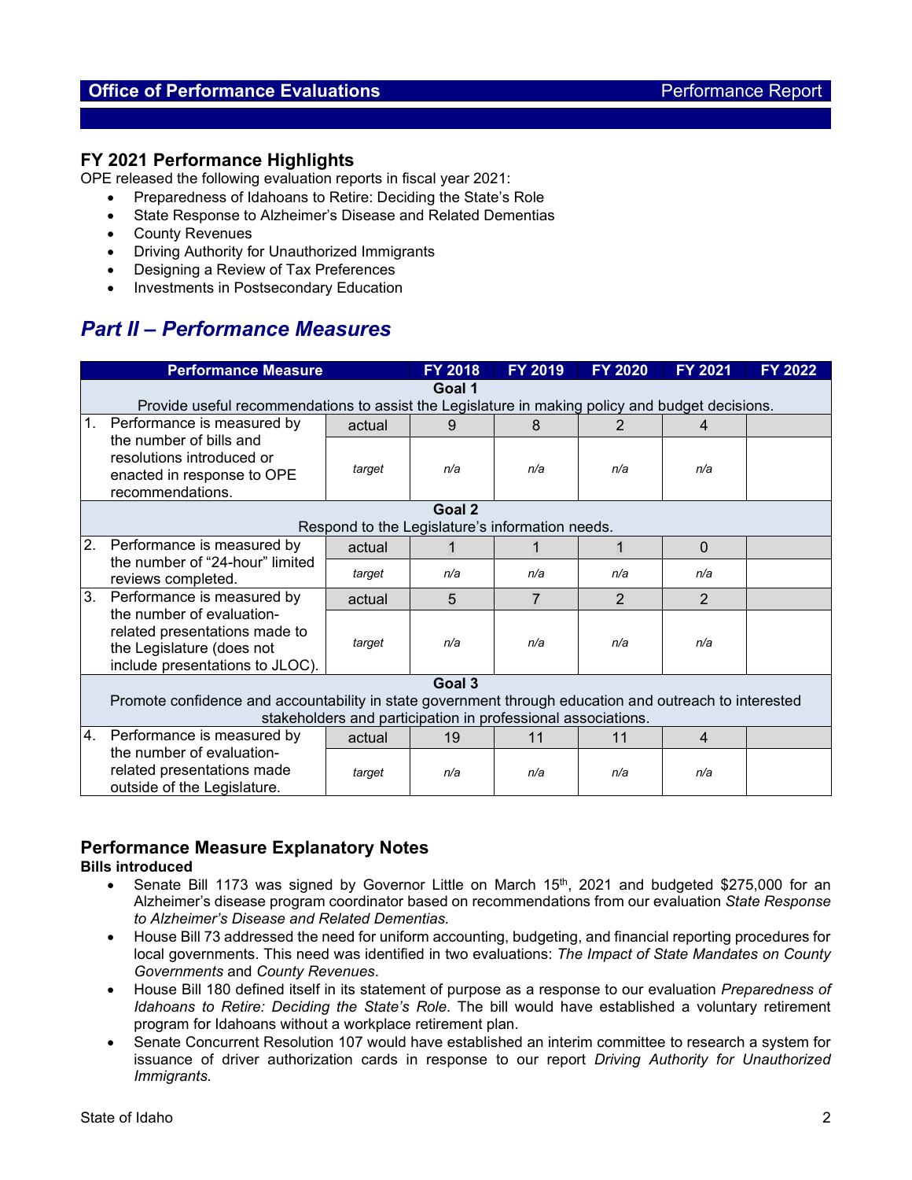## FY 2021 Performance Highlights

OPE released the following evaluation reports in fiscal year 2021:

- Preparedness of Idahoans to Retire: Deciding the State's Role
- State Response to Alzheimer's Disease and Related Dementias
- County Revenues
- Driving Authority for Unauthorized Immigrants
- Designing a Review of Tax Preferences
- Investments in Postsecondary Education

# *Part II – Performance Measures*

| Performance Measure | | FY 2018 | FY 2019 | FY 2020 | FY 2021 | FY 2022 |
|---|---|---|---|---|---|---|
| **Goal 1** Provide useful recommendations to assist the Legislature in making policy and budget decisions. | | | | | | |
| 1. Performance is measured by the number of bills and resolutions introduced or enacted in response to OPE recommendations. | actual | 9 | 8 | 2 | 4 | |
| | *target* | *n/a* | *n/a* | *n/a* | *n/a* | |
| **Goal 2** Respond to the Legislature's information needs. | | | | | | |
| 2. Performance is measured by the number of "24-hour" limited reviews completed. | actual | 1 | 1 | 1 | 0 | |
| | *target* | *n/a* | *n/a* | *n/a* | *n/a* | |
| 3. Performance is measured by the number of evaluation-related presentations made to the Legislature (does not include presentations to JLOC). | actual | 5 | 7 | 2 | 2 | |
| | *target* | *n/a* | *n/a* | *n/a* | *n/a* | |
| **Goal 3** Promote confidence and accountability in state government through education and outreach to interested stakeholders and participation in professional associations. | | | | | | |
| 4. Performance is measured by the number of evaluation-related presentations made outside of the Legislature. | actual | 19 | 11 | 11 | 4 | |
| | *target* | *n/a* | *n/a* | *n/a* | *n/a* | |

## Performance Measure Explanatory Notes

**Bills introduced**

- Senate Bill 1173 was signed by Governor Little on March 15th, 2021 and budgeted $275,000 for an Alzheimer's disease program coordinator based on recommendations from our evaluation *State Response to Alzheimer's Disease and Related Dementias.*
- House Bill 73 addressed the need for uniform accounting, budgeting, and financial reporting procedures for local governments. This need was identified in two evaluations: *The Impact of State Mandates on County Governments* and *County Revenues*.
- House Bill 180 defined itself in its statement of purpose as a response to our evaluation *Preparedness of Idahoans to Retire: Deciding the State's Role*. The bill would have established a voluntary retirement program for Idahoans without a workplace retirement plan.
- Senate Concurrent Resolution 107 would have established an interim committee to research a system for issuance of driver authorization cards in response to our report *Driving Authority for Unauthorized Immigrants.*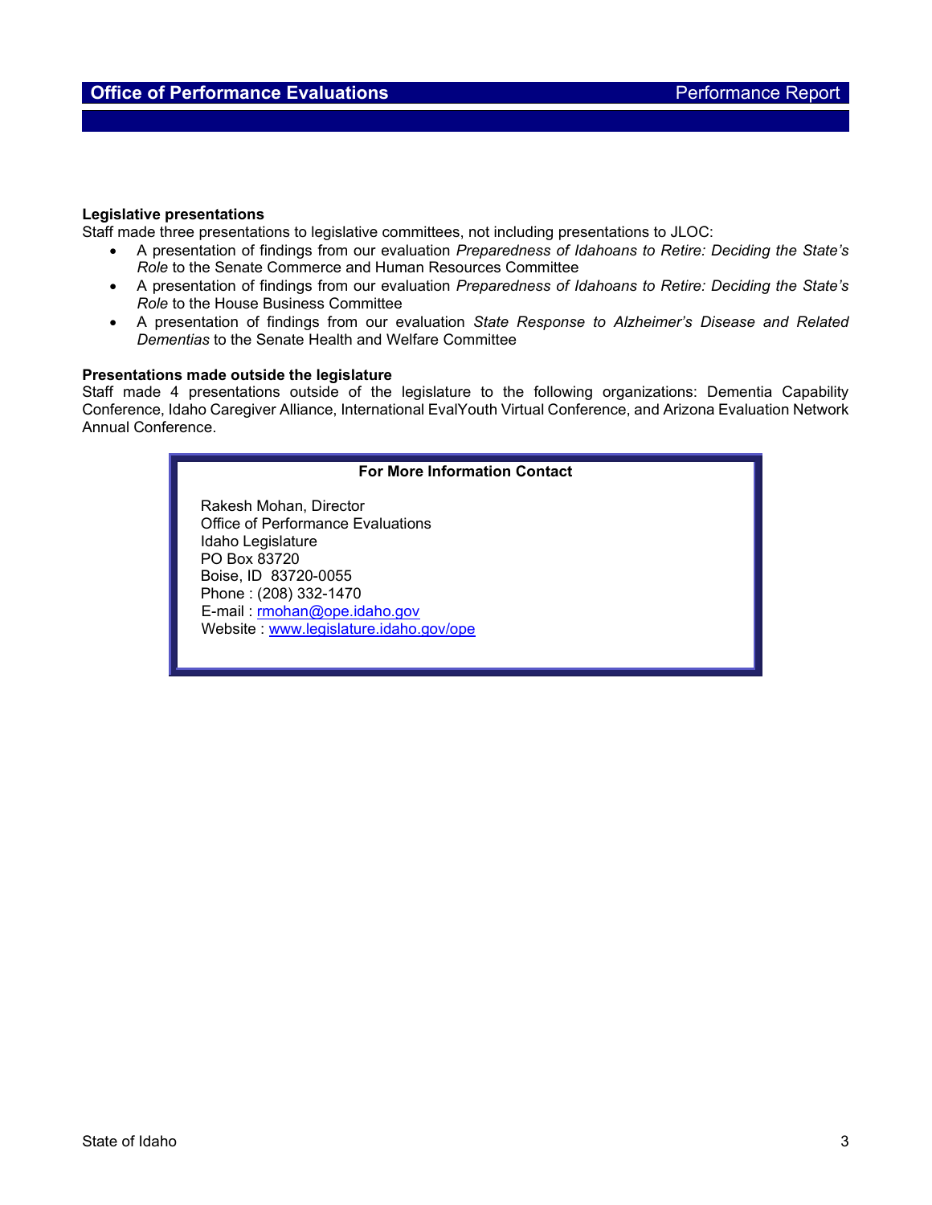**Legislative presentations**

Staff made three presentations to legislative committees, not including presentations to JLOC:

- A presentation of findings from our evaluation *Preparedness of Idahoans to Retire: Deciding the State's Role* to the Senate Commerce and Human Resources Committee
- A presentation of findings from our evaluation *Preparedness of Idahoans to Retire: Deciding the State's Role* to the House Business Committee
- A presentation of findings from our evaluation *State Response to Alzheimer's Disease and Related Dementias* to the Senate Health and Welfare Committee

**Presentations made outside the legislature**

Staff made 4 presentations outside of the legislature to the following organizations: Dementia Capability Conference, Idaho Caregiver Alliance, International EvalYouth Virtual Conference, and Arizona Evaluation Network Annual Conference.

**For More Information Contact**

Rakesh Mohan, Director
Office of Performance Evaluations
Idaho Legislature
PO Box 83720
Boise, ID 83720-0055
Phone : (208) 332-1470
E-mail : rmohan@ope.idaho.gov
Website : www.legislature.idaho.gov/ope